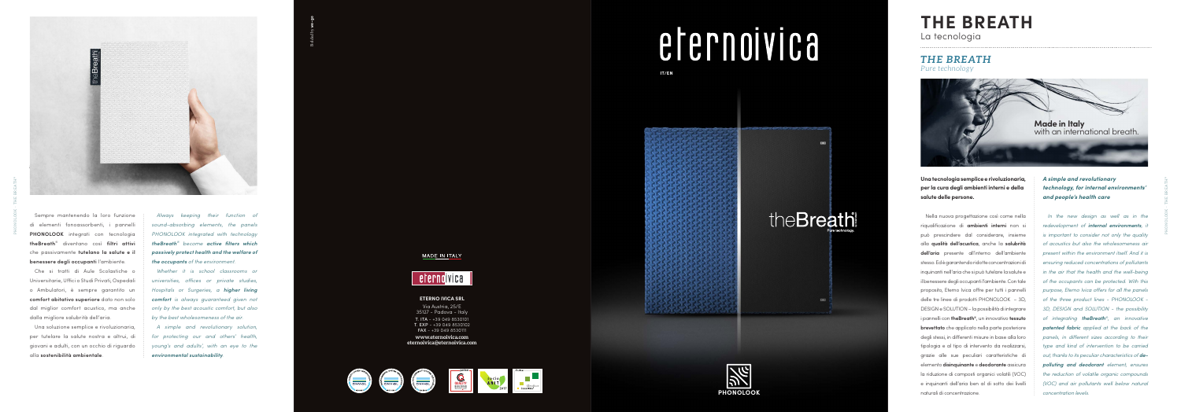Sempre mantenendo la loro funzione di elementi fonoassorbenti, i pannelli **PHONOLOOK** integrati con tecnologia **theBreath®** diventano così **filtri attivi** che passivamente **tutelano la salute e il benessere degli occupanti** l'ambiente.

Che si tratti di Aule Scolastiche o Universitarie, Uffici o Studi Privati, Ospedali o Ambulatori, è sempre garantito un **comfort abitativo superiore** dato non solo dal miglior comfort acustico, ma anche dalla migliore salubrità dell'aria.

Una soluzione semplice e rivoluzionaria, per tutelare la salute nostra e altrui, di giovani e adulti, con un occhio di riguardo alla **sostenibilità ambientale**.

*Always keeping their function of sound-absorbing elements, the panels PHONOLOOK integrated with technology* ***theBreath®*** *become* ***active filters which passively protect health and the welfare of the occupants*** *of the environment.*

*Whether it is school classrooms or universities, offices or private studies, Hospitals or Surgeries, a* ***higher living comfort*** *is always guaranteed given not only by the best acoustic comfort, but also by the best wholesomeness of the air.*

*A simple and revolutionary solution, for protecting our and others' health, young's and adults', with an eye to the* ***environmental sustainability***

MADE IN ITALY

eternoivica

**ETERNO IVICA SRL**
Via Austria, 25/E
35127 - Padova - Italy
T. ITA - +39 049 8530101
T. EXP - +39 049 8530102
FAX - +39 049 8530111
**www.eternoivica.com**
**eternoivica@eternoivica.com**

# eternoivica

IT/EN

theBreath® Pure technology.

PHONOLOOK

# THE BREATH
La tecnologia

## *THE BREATH*
*Pure technology*

**Made in Italy** with an international breath.

**Una tecnologia semplice e rivoluzionaria, per la cura degli ambienti interni e della salute delle persone.**

Nella nuova progettazione così come nella riqualificazione di **ambienti interni** non si può prescindere dal considerare, insieme alla **qualità dell'acustica**, anche la **salubrità dell'aria** presente all'interno dell'ambiente stesso. Ed è garantendo ridotte concentrazioni di inquinanti nell'aria che si può tutelare la salute e il benessere degli occupanti l'ambiente. Con tale proposito, Eterno Ivica offre per tutti i pannelli delle tre linee di prodotti PHONOLOOK - 3D, DESIGN e SOLUTION - la possibilità di integrare i pannelli con **theBreath®**, un innovativo **tessuto brevettato** che applicato nella parte posteriore degli stessi, in differenti misure in base alla loro tipologia e al tipo di intervento da realizzarsi, grazie alle sue peculiari caratteristiche di elemento **disinquinante** e **deodorante** assicura la riduzione di composti organici volatili (VOC) e inquinanti dell'aria ben al di sotto dei livelli naturali di concentrazione.

***A simple and revolutionary technology, for internal environments' and people's health care***

*In the new design as well as in the redevelopment of* ***internal environments****, it is important to consider not only the quality of acoustics but also the wholesomeness air present within the environment itself. And it is ensuring reduced concentrations of pollutants in the air that the health and the well-being of the occupants can be protected. With this purpose, Eterno Ivica offers for all the panels of the three product lines - PHONOLOOK - 3D, DESIGN and SOLUTION - the possibility of integrating* ***theBreath®****, an innovative* ***patented fabric*** *applied at the back of the panels, in different sizes according to their type and kind of intervention to be carried out, thanks to its peculiar characteristics of* ***de-polluting and deodorant*** *element, ensures the reduction of volatile organic compounds (VOC) and air pollutants well below natural concentration levels.*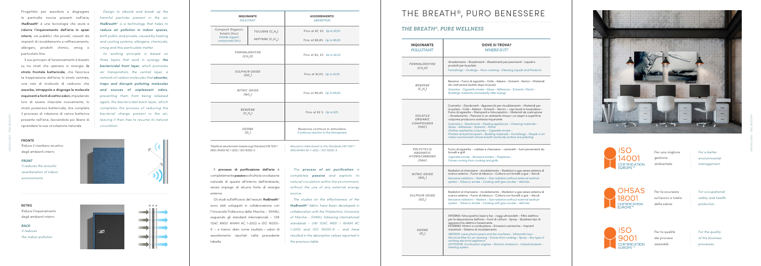Progettato per assorbire e disgregare le particelle nocive presenti nell'aria, ***theBreath®*** è una tecnologia che aiuta a **ridurre l'inquinamento dell'aria in spazi interni**, sia pubblici che privati, causati da impianti di riscaldamento e raffrescamento, allergeni, prodotti chimici, smog e particolato fine.

*Design to absorb and break up the harmful particles present in the air, **theBreath®** is a technology that helps to **reduce air pollution in indoor spaces**, both public and private, caused by heating and cooling systems, allergens, chemicals, smog and fine particulate matter.*

Il suo principio di funzionamento è basato su tre strati che operano in sinergia: **lo strato frontale battericida**, che favorisce la traspirazione dell'aria; lo strato centrale, una rete di molecole di carbonio che **assorbe, intrappola e disgrega le molecole inquinanti e fonti di cattivi odori**, impedendo loro di essere rilasciate nuovamente; lo strato posteriore battericida, che completa il processo di riduzione di carica batterica presente nell'aria, lasciandola poi libera di riprendere la sua circolazione naturale.

*Its working principle is based on three layers that work in synergy: **the bactericidal front layer**, which promotes air transpiration, the central layer, a network of carbon molecules that **absorbs, traps and disrupts polluting molecules and sources of unpleasant odors**, preventing them from being released again; the bactericidal back layer, which completes the process of reducing the bacterial charge present in the air, leaving it then free to resume its natural circulation.*

**FRONTE**

Riduce il riverbero acustico degli ambienti interni

***FRONT***

*It reduces the acoustic reverberation of indoor environments*

**RETRO**

Riduce l'inquinamento degli ambienti interni

***BACK***

*It reduces the indoor pollution*

| INQUINANTE *POLLUTANT* | | ASSORBIMENTO *ABSORPTION* |
|---|---|---|
| Composti Organici Volatili (Voc) *Volatile organic compounds (Voc)* | TOLUENE ($C_7H_8$) | Fino al 97, 2% *Up to 97,2%* |
| | HEPTANE ($C_7H_{16}$) | Fino al 96,8% *Up to 96,8%* |
| FORMALDEHYDE ($CH_2O$) | | Fino al 92, 2% *Up to 92,2%* |
| SULPHUR OXIDE ($SO_2$) | | Fino al 91,5% *Up to 91,5%* |
| NITRIC OXIDE ($NO_2$) | | Fino al 86,8% *Up to 86,8%* |
| BENZENE ($C_6H_6$) | | Fino al 62 % *Up to 62%* |
| OZONE ($O_3$) | | Reazione continua in atmosfera *Continuous reaction in the atmosphere* |

Tabella di assorbimento basata sugli Standard UNI 11247 / ANSI / AHAM AC 1-2002 / ISO 16000-9

*Absorption table based on the Standards UNI 11247 / ANSI/AHAM AC-1-2002 / ISO 16000-9*

Il **processo di purificazione dell'aria** è completamente **passivo** e sfrutta la circolazione naturale di questa all'interno dell'ambiente, senza impiego di alcuna fonte di energia esterna.

*The **process of air purification** is completely **passive** and exploits its natural circulation within the environment, without the use of any external energy source.*

Gli studi sull'efficacia del tessuto **theBreath®** sono stati sviluppati in collaborazione con l'Università Politecnica delle Marche – SIMAU, seguendo gli standard internazionali – UNI 11247, ANSV AHAM AC 1-2002 e ISO 16000-9 – e hanno dato come risultato i valori di assorbimento riportati nella precedente tabella.

*The studies on the effectiveness of the **theBreath®** fabric have been developed in collaboration with the Polytechnic University of Marche - SIMAU, following international standards - UNI 11247, ANSI / AHAM AC 1-2002 and ISO 16000-9 – and have resulted in the absorption values reported in the previous table.*

# THE BREATH®, PURO BENESSERE

## *THE BREATH®, PURE WELLNESS*

| INQUINANTE *POLLUTANT* | DOVE SI TROVA? *WHERE IS IT?* |
|---|---|
| FORMALDEHYDE ($CH_2O$) | Arredamento – Rivestimenti – Rivestimenti per pavimenti – Liquidi e prodotti per la pulizia *Furnishings – Coatings – Floor covering – Cleaning Liquids and Products* |
| BENZENE ($C_6H_6$) | Benzina – Fumo di sigaretta – Colle – Adesivi – Solventi – Vernici – Materiali da costruzione (subito dopo la posa) *Gasoline – Cigarette smoke – Glues – Adhesives – Solvents– Paints – Buildings materials (immediately after laying)* |
| VOLATILE ORGANIC COMPOUNDS (VOC) | Cosmetici – Deodoranti – Apparecchi per riscaldamento – Materiali per la pulizia – Colle – Adesivi – Solventi – Vernici – capi lavati in lavanderia – Fumo di sigaretta – Stampanti e fotocopiatrici – Materiali da costruzione – Arredamento – Persone in un ambiente chiuso i cui respiri e superficie corporea producono sostanze inquinante *Cosmetics – Deodorants – Heating appliances – Cleaning materials – Glues – Adhesives – Solvents – Paints Clothes washed by a laundry – Cigarette smoke – Printers and photocopiers – Building materials – Furnishings – People in an indoor environment whose breath and body surface are polluting* |
| POLYCYCLIC AROMATIC HYDROCARBONS (PAH) | Fumo di sigaretta – caldaie a cherosene – caminetti – fumi provenienti da fornelli e grill *Cigarette smoke – Kerosene boilers – Fireplaces – Fumes coming from cooking and grills* |
| NITRIC OXIDE ($NO_2$) | Radiatori al cherosene – riscaldamento – Radiatori a gas senza sistema di scarico esterno – Fumo di tabacco – Cottura con fornelli a gas – Veicoli *Kerosene radiators – Heaters – Gas radiators without external exhaust system – Tobacco smoke – Cooking with gas cooker – Vehicles* |
| SULPHUR OXIDE ($SO_2$) | Radiatori al cherosene – riscaldamento – Radiatori a gas senza sistema di scarico esterno – Fumo di tabacco – Cottura con fornelli a gas – Veicoli *Kerosene radiators – Heaters – Gas radiators without external exhaust system – Tobacco smoke – Cooking with gas cooker – Vehicles* |
| OZONE ($O_3$) | INTERNO: fotocopiatrici laser e fax – raggi ultravioletti – Filtro elettrico per la depurazione dell'aria – Fumi di cottura – Spray – Qualsiasi tipo di apparecchio elettrico funzionante. ESTERNO: Motori a combustione – Emissioni vulcaniche – Impianti industriali – Sistema di riscaldamento. *INDOOR: Laser photocopiers and fax machines – Ultraviolet rays – Electrical filter for air cleaning – Fumes from cooking – Spray – Any type of working electrical appliance. OUTDOOR: Combustion engines – Volcanic emissions – Industrial plants – Heating system.* |

ISO 14001 CERTIFICATION EUROPE™

Per una migliore gestione ambientale.

*For a better environmental management.*

OHSAS 18001 CERTIFICATION EUROPE™

Per la sicurezza sul lavoro e tutela della salute.

*For occupational safety and health protection.*

ISO 9001 CERTIFICATION EUROPE™

Per la qualità dei processi aziendali.

*For the quality of the business processes.*